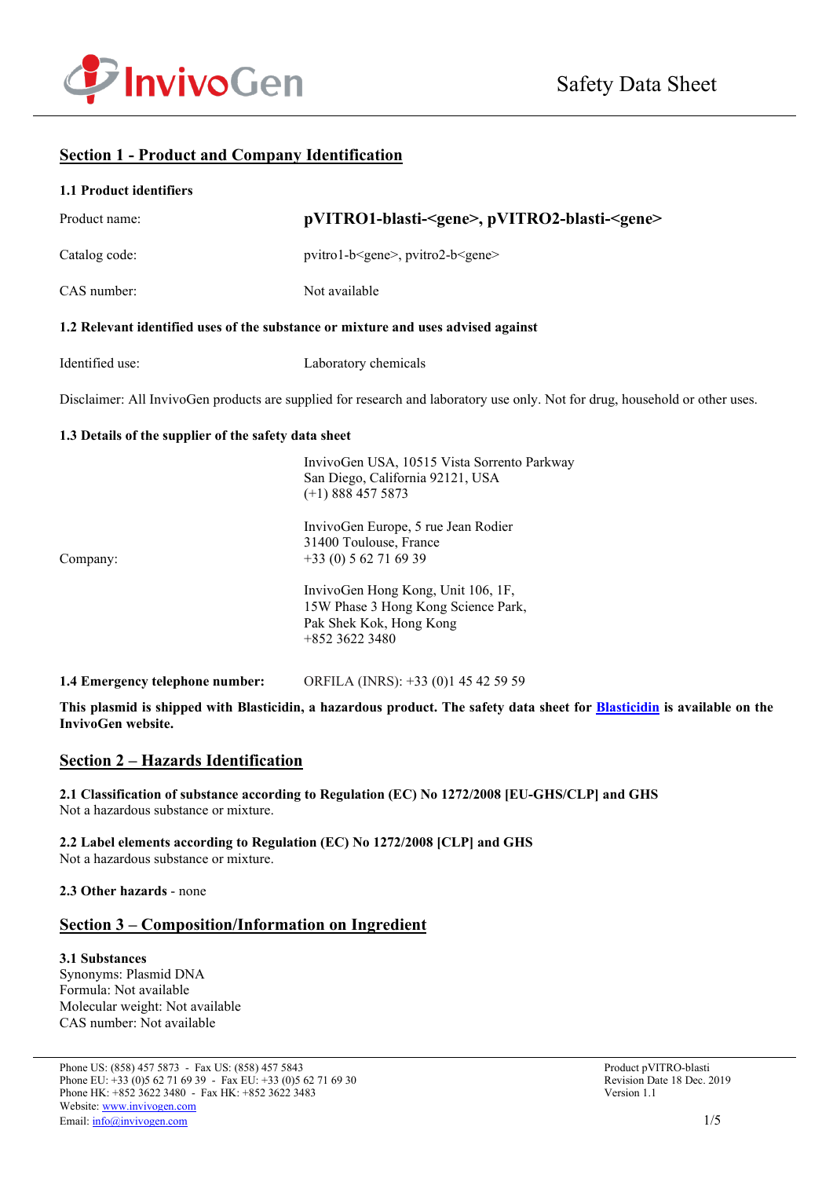Safety Data Sheet

## Section 1 - Product and Company Identification

### 1.1 Product identifiers

| | |
|---|---|
| Product name: | **pVITRO1-blasti-<gene>, pVITRO2-blasti-<gene>** |
| Catalog code: | pvitro1-b<gene>, pvitro2-b<gene> |
| CAS number: | Not available |

### 1.2 Relevant identified uses of the substance or mixture and uses advised against

| | |
|---|---|
| Identified use: | Laboratory chemicals |

Disclaimer: All InvivoGen products are supplied for research and laboratory use only. Not for drug, household or other uses.

### 1.3 Details of the supplier of the safety data sheet

Company:

InvivoGen USA, 10515 Vista Sorrento Parkway
San Diego, California 92121, USA
(+1) 888 457 5873

InvivoGen Europe, 5 rue Jean Rodier
31400 Toulouse, France
+33 (0) 5 62 71 69 39

InvivoGen Hong Kong, Unit 106, 1F,
15W Phase 3 Hong Kong Science Park,
Pak Shek Kok, Hong Kong
+852 3622 3480

**1.4 Emergency telephone number:** ORFILA (INRS): +33 (0)1 45 42 59 59

**This plasmid is shipped with Blasticidin, a hazardous product. The safety data sheet for Blasticidin is available on the InvivoGen website.**

## Section 2 – Hazards Identification

**2.1 Classification of substance according to Regulation (EC) No 1272/2008 [EU-GHS/CLP] and GHS**
Not a hazardous substance or mixture.

**2.2 Label elements according to Regulation (EC) No 1272/2008 [CLP] and GHS**
Not a hazardous substance or mixture.

**2.3 Other hazards** - none

## Section 3 – Composition/Information on Ingredient

**3.1 Substances**
Synonyms: Plasmid DNA
Formula: Not available
Molecular weight: Not available
CAS number: Not available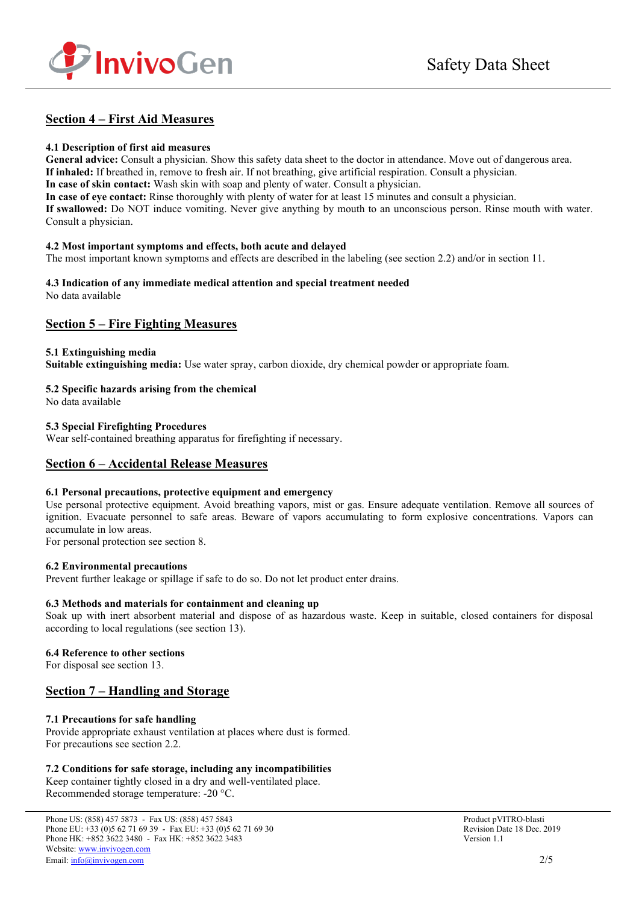## Section 4 – First Aid Measures

### 4.1 Description of first aid measures

**General advice:** Consult a physician. Show this safety data sheet to the doctor in attendance. Move out of dangerous area.
**If inhaled:** If breathed in, remove to fresh air. If not breathing, give artificial respiration. Consult a physician.
**In case of skin contact:** Wash skin with soap and plenty of water. Consult a physician.
**In case of eye contact:** Rinse thoroughly with plenty of water for at least 15 minutes and consult a physician.
**If swallowed:** Do NOT induce vomiting. Never give anything by mouth to an unconscious person. Rinse mouth with water. Consult a physician.

### 4.2 Most important symptoms and effects, both acute and delayed

The most important known symptoms and effects are described in the labeling (see section 2.2) and/or in section 11.

### 4.3 Indication of any immediate medical attention and special treatment needed

No data available

## Section 5 – Fire Fighting Measures

### 5.1 Extinguishing media

**Suitable extinguishing media:** Use water spray, carbon dioxide, dry chemical powder or appropriate foam.

### 5.2 Specific hazards arising from the chemical

No data available

### 5.3 Special Firefighting Procedures

Wear self-contained breathing apparatus for firefighting if necessary.

## Section 6 – Accidental Release Measures

### 6.1 Personal precautions, protective equipment and emergency

Use personal protective equipment. Avoid breathing vapors, mist or gas. Ensure adequate ventilation. Remove all sources of ignition. Evacuate personnel to safe areas. Beware of vapors accumulating to form explosive concentrations. Vapors can accumulate in low areas.
For personal protection see section 8.

### 6.2 Environmental precautions

Prevent further leakage or spillage if safe to do so. Do not let product enter drains.

### 6.3 Methods and materials for containment and cleaning up

Soak up with inert absorbent material and dispose of as hazardous waste. Keep in suitable, closed containers for disposal according to local regulations (see section 13).

### 6.4 Reference to other sections

For disposal see section 13.

## Section 7 – Handling and Storage

### 7.1 Precautions for safe handling

Provide appropriate exhaust ventilation at places where dust is formed.
For precautions see section 2.2.

### 7.2 Conditions for safe storage, including any incompatibilities

Keep container tightly closed in a dry and well-ventilated place.
Recommended storage temperature: -20 °C.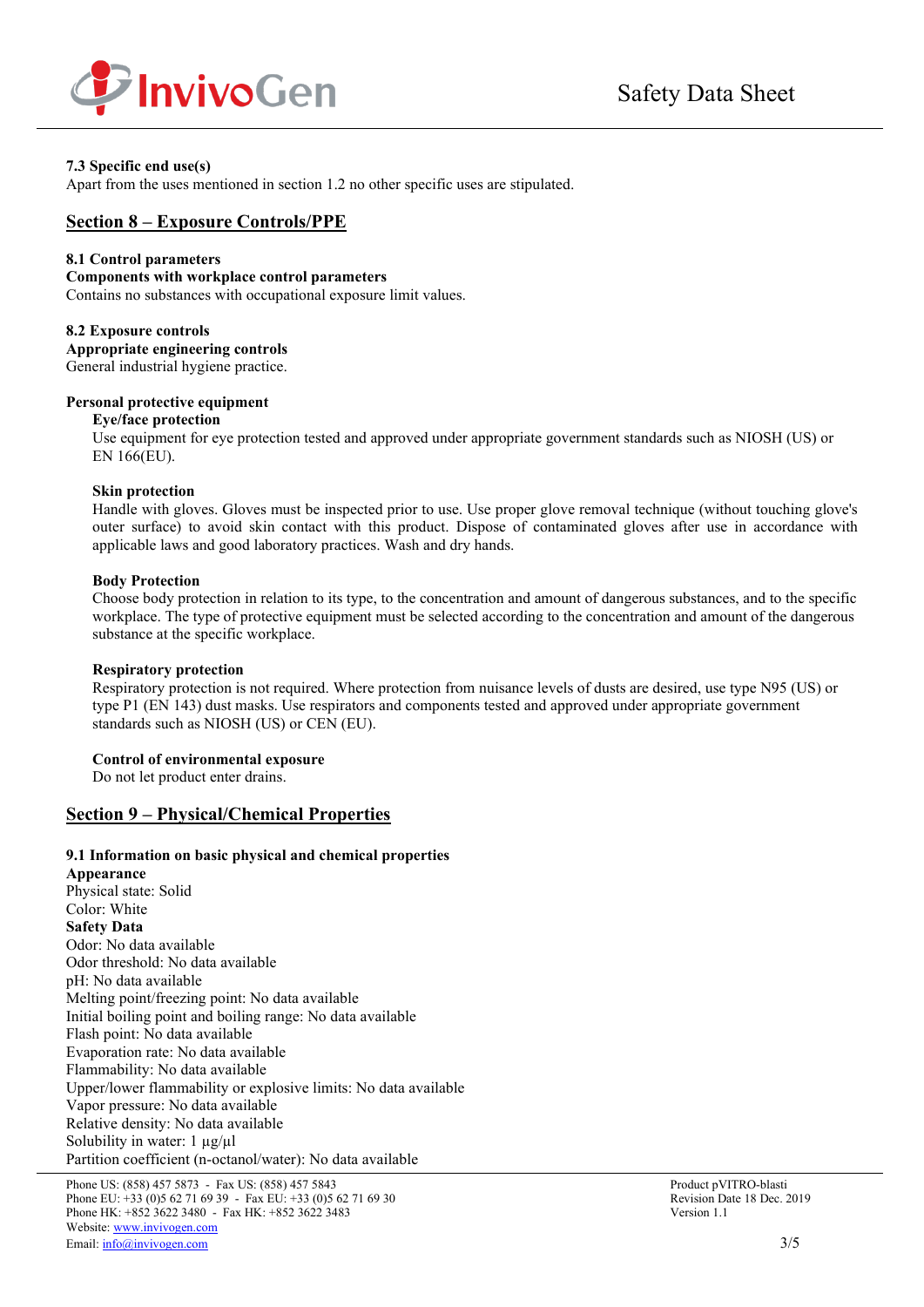**7.3 Specific end use(s)**
Apart from the uses mentioned in section 1.2 no other specific uses are stipulated.

## Section 8 – Exposure Controls/PPE

**8.1 Control parameters**
**Components with workplace control parameters**
Contains no substances with occupational exposure limit values.

**8.2 Exposure controls**
**Appropriate engineering controls**
General industrial hygiene practice.

**Personal protective equipment**

**Eye/face protection**
Use equipment for eye protection tested and approved under appropriate government standards such as NIOSH (US) or EN 166(EU).

**Skin protection**
Handle with gloves. Gloves must be inspected prior to use. Use proper glove removal technique (without touching glove's outer surface) to avoid skin contact with this product. Dispose of contaminated gloves after use in accordance with applicable laws and good laboratory practices. Wash and dry hands.

**Body Protection**
Choose body protection in relation to its type, to the concentration and amount of dangerous substances, and to the specific workplace. The type of protective equipment must be selected according to the concentration and amount of the dangerous substance at the specific workplace.

**Respiratory protection**
Respiratory protection is not required. Where protection from nuisance levels of dusts are desired, use type N95 (US) or type P1 (EN 143) dust masks. Use respirators and components tested and approved under appropriate government standards such as NIOSH (US) or CEN (EU).

**Control of environmental exposure**
Do not let product enter drains.

## Section 9 – Physical/Chemical Properties

**9.1 Information on basic physical and chemical properties**
**Appearance**
Physical state: Solid
Color: White
**Safety Data**
Odor: No data available
Odor threshold: No data available
pH: No data available
Melting point/freezing point: No data available
Initial boiling point and boiling range: No data available
Flash point: No data available
Evaporation rate: No data available
Flammability: No data available
Upper/lower flammability or explosive limits: No data available
Vapor pressure: No data available
Relative density: No data available
Solubility in water: 1 µg/µl
Partition coefficient (n-octanol/water): No data available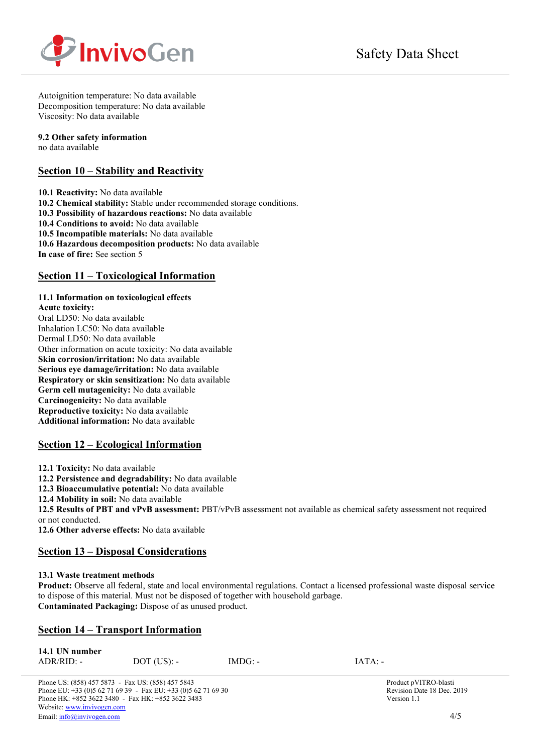Autoignition temperature: No data available
Decomposition temperature: No data available
Viscosity: No data available

**9.2 Other safety information**
no data available

## Section 10 – Stability and Reactivity

**10.1 Reactivity:** No data available
**10.2 Chemical stability:** Stable under recommended storage conditions.
**10.3 Possibility of hazardous reactions:** No data available
**10.4 Conditions to avoid:** No data available
**10.5 Incompatible materials:** No data available
**10.6 Hazardous decomposition products:** No data available
**In case of fire:** See section 5

## Section 11 – Toxicological Information

**11.1 Information on toxicological effects**
**Acute toxicity:**
Oral LD50: No data available
Inhalation LC50: No data available
Dermal LD50: No data available
Other information on acute toxicity: No data available
**Skin corrosion/irritation:** No data available
**Serious eye damage/irritation:** No data available
**Respiratory or skin sensitization:** No data available
**Germ cell mutagenicity:** No data available
**Carcinogenicity:** No data available
**Reproductive toxicity:** No data available
**Additional information:** No data available

## Section 12 – Ecological Information

**12.1 Toxicity:** No data available
**12.2 Persistence and degradability:** No data available
**12.3 Bioaccumulative potential:** No data available
**12.4 Mobility in soil:** No data available
**12.5 Results of PBT and vPvB assessment:** PBT/vPvB assessment not available as chemical safety assessment not required or not conducted.
**12.6 Other adverse effects:** No data available

## Section 13 – Disposal Considerations

**13.1 Waste treatment methods**
**Product:** Observe all federal, state and local environmental regulations. Contact a licensed professional waste disposal service to dispose of this material. Must not be disposed of together with household garbage.
**Contaminated Packaging:** Dispose of as unused product.

## Section 14 – Transport Information

**14.1 UN number**
ADR/RID: - DOT (US): - IMDG: - IATA: -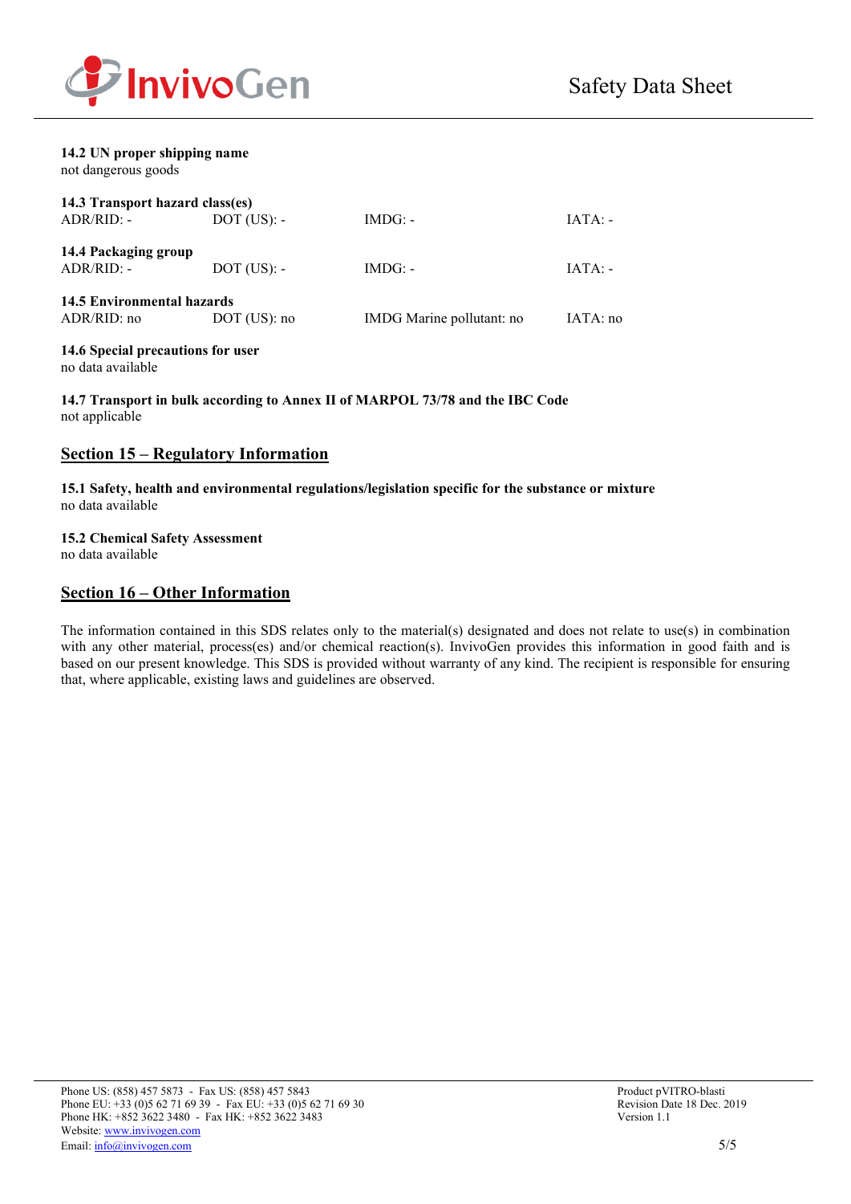**14.2 UN proper shipping name**
not dangerous goods

**14.3 Transport hazard class(es)**

| | | | |
|---|---|---|---|
| ADR/RID: - | DOT (US): - | IMDG: - | IATA: - |

**14.4 Packaging group**

| | | | |
|---|---|---|---|
| ADR/RID: - | DOT (US): - | IMDG: - | IATA: - |

**14.5 Environmental hazards**

| | | | |
|---|---|---|---|
| ADR/RID: no | DOT (US): no | IMDG Marine pollutant: no | IATA: no |

**14.6 Special precautions for user**
no data available

**14.7 Transport in bulk according to Annex II of MARPOL 73/78 and the IBC Code**
not applicable

## Section 15 – Regulatory Information

**15.1 Safety, health and environmental regulations/legislation specific for the substance or mixture**
no data available

**15.2 Chemical Safety Assessment**
no data available

## Section 16 – Other Information

The information contained in this SDS relates only to the material(s) designated and does not relate to use(s) in combination with any other material, process(es) and/or chemical reaction(s). InvivoGen provides this information in good faith and is based on our present knowledge. This SDS is provided without warranty of any kind. The recipient is responsible for ensuring that, where applicable, existing laws and guidelines are observed.